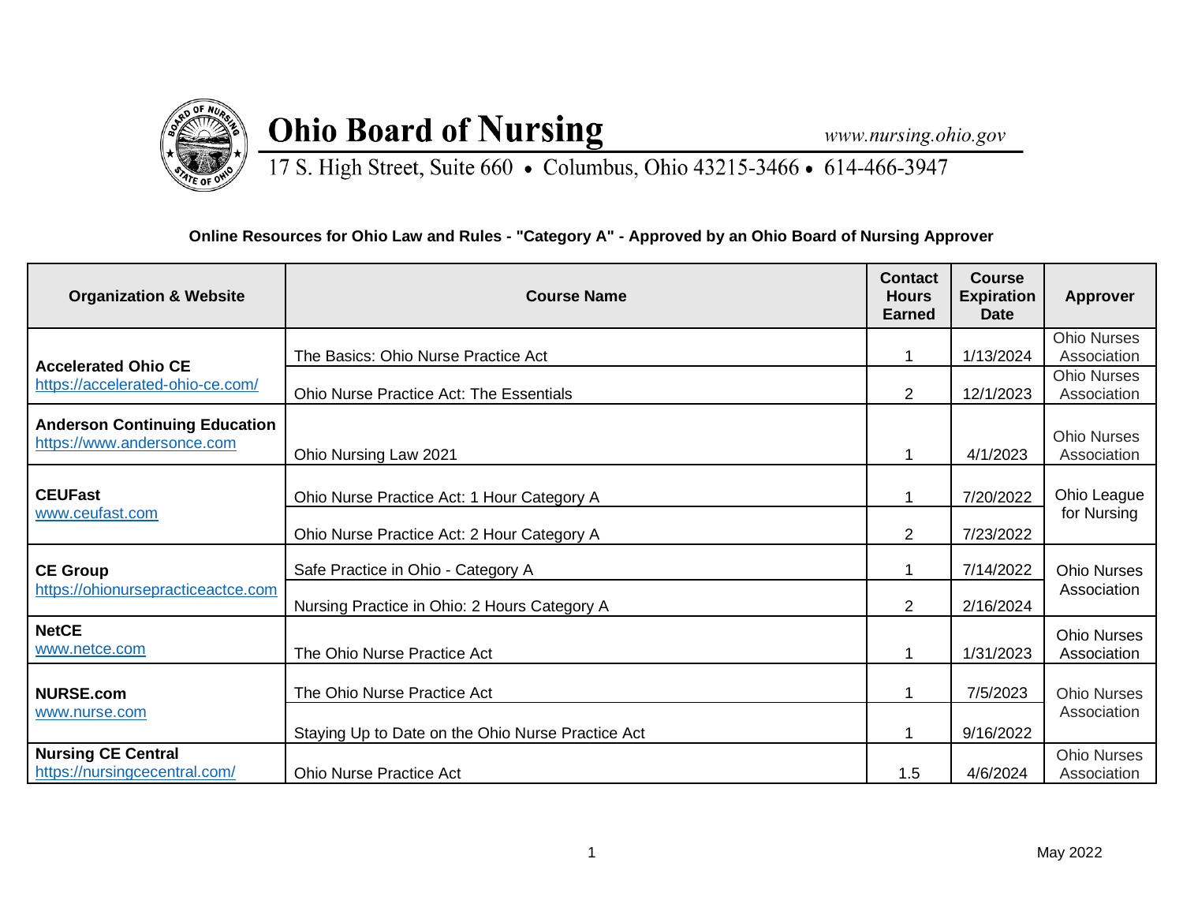# Ohio Board of Nursing

www.nursing.ohio.gov

17 S. High Street, Suite 660 • Columbus, Ohio 43215-3466 • 614-466-3947

**Online Resources for Ohio Law and Rules - "Category A" - Approved by an Ohio Board of Nursing Approver**

| Organization & Website | Course Name | Contact Hours Earned | Course Expiration Date | Approver |
|---|---|---|---|---|
| **Accelerated Ohio CE** https://accelerated-ohio-ce.com/ | The Basics: Ohio Nurse Practice Act | 1 | 1/13/2024 | Ohio Nurses Association |
| | Ohio Nurse Practice Act: The Essentials | 2 | 12/1/2023 | Ohio Nurses Association |
| **Anderson Continuing Education** https://www.andersonce.com | Ohio Nursing Law 2021 | 1 | 4/1/2023 | Ohio Nurses Association |
| **CEUFast** www.ceufast.com | Ohio Nurse Practice Act: 1 Hour Category A | 1 | 7/20/2022 | Ohio League for Nursing |
| | Ohio Nurse Practice Act: 2 Hour Category A | 2 | 7/23/2022 | |
| **CE Group** https://ohionursepracticeactce.com | Safe Practice in Ohio - Category A | 1 | 7/14/2022 | Ohio Nurses Association |
| | Nursing Practice in Ohio: 2 Hours Category A | 2 | 2/16/2024 | |
| **NetCE** www.netce.com | The Ohio Nurse Practice Act | 1 | 1/31/2023 | Ohio Nurses Association |
| **NURSE.com** www.nurse.com | The Ohio Nurse Practice Act | 1 | 7/5/2023 | Ohio Nurses Association |
| | Staying Up to Date on the Ohio Nurse Practice Act | 1 | 9/16/2022 | |
| **Nursing CE Central** https://nursingcecentral.com/ | Ohio Nurse Practice Act | 1.5 | 4/6/2024 | Ohio Nurses Association |

May 2022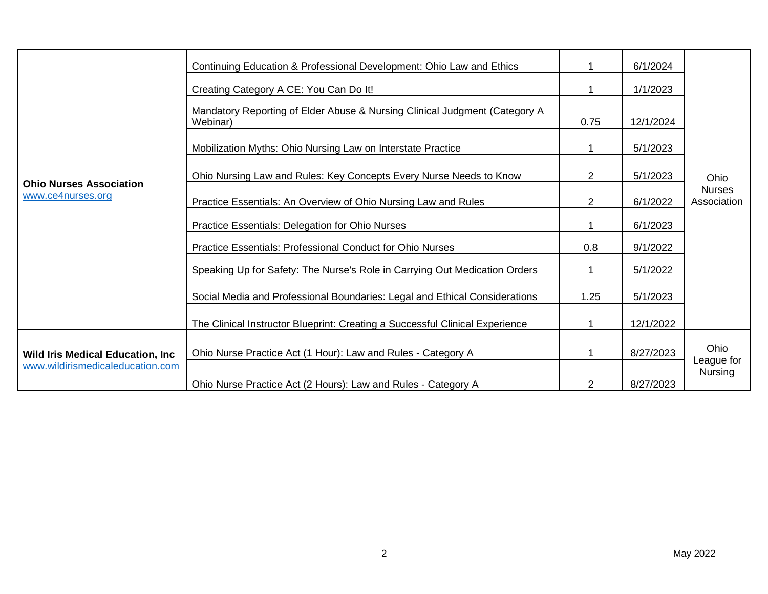| | | | | |
|---|---|---|---|---|
| **Ohio Nurses Association** www.ce4nurses.org | Continuing Education & Professional Development: Ohio Law and Ethics | 1 | 6/1/2024 | Ohio Nurses Association |
| | Creating Category A CE: You Can Do It! | 1 | 1/1/2023 | |
| | Mandatory Reporting of Elder Abuse & Nursing Clinical Judgment (Category A Webinar) | 0.75 | 12/1/2024 | |
| | Mobilization Myths: Ohio Nursing Law on Interstate Practice | 1 | 5/1/2023 | |
| | Ohio Nursing Law and Rules: Key Concepts Every Nurse Needs to Know | 2 | 5/1/2023 | |
| | Practice Essentials: An Overview of Ohio Nursing Law and Rules | 2 | 6/1/2022 | |
| | Practice Essentials: Delegation for Ohio Nurses | 1 | 6/1/2023 | |
| | Practice Essentials: Professional Conduct for Ohio Nurses | 0.8 | 9/1/2022 | |
| | Speaking Up for Safety: The Nurse's Role in Carrying Out Medication Orders | 1 | 5/1/2022 | |
| | Social Media and Professional Boundaries: Legal and Ethical Considerations | 1.25 | 5/1/2023 | |
| | The Clinical Instructor Blueprint: Creating a Successful Clinical Experience | 1 | 12/1/2022 | |
| **Wild Iris Medical Education, Inc** www.wildirismedicaleducation.com | Ohio Nurse Practice Act (1 Hour): Law and Rules - Category A | 1 | 8/27/2023 | Ohio League for Nursing |
| | Ohio Nurse Practice Act (2 Hours): Law and Rules - Category A | 2 | 8/27/2023 | |

May 2022